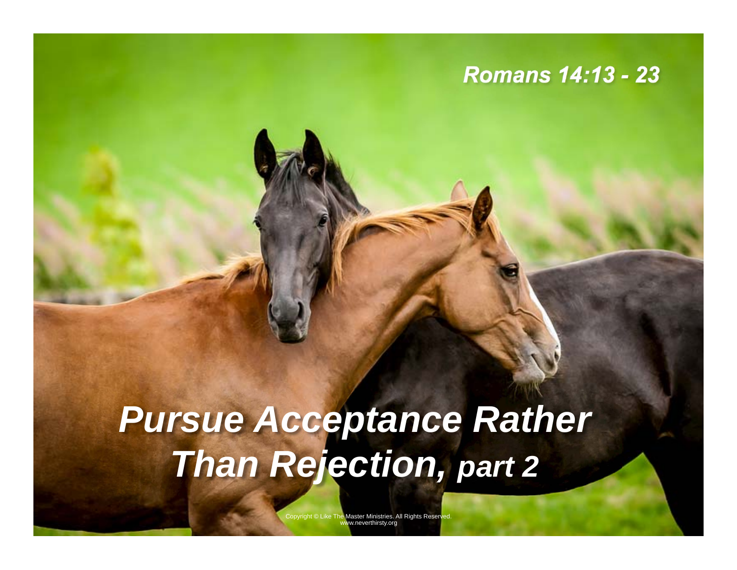Romans 14:13 - 23

# *Pursue Acceptance Rather Than Rejection, part 2*

Copyright © Like The Master Ministries. All Rights Reserved.
www.neverthirsty.org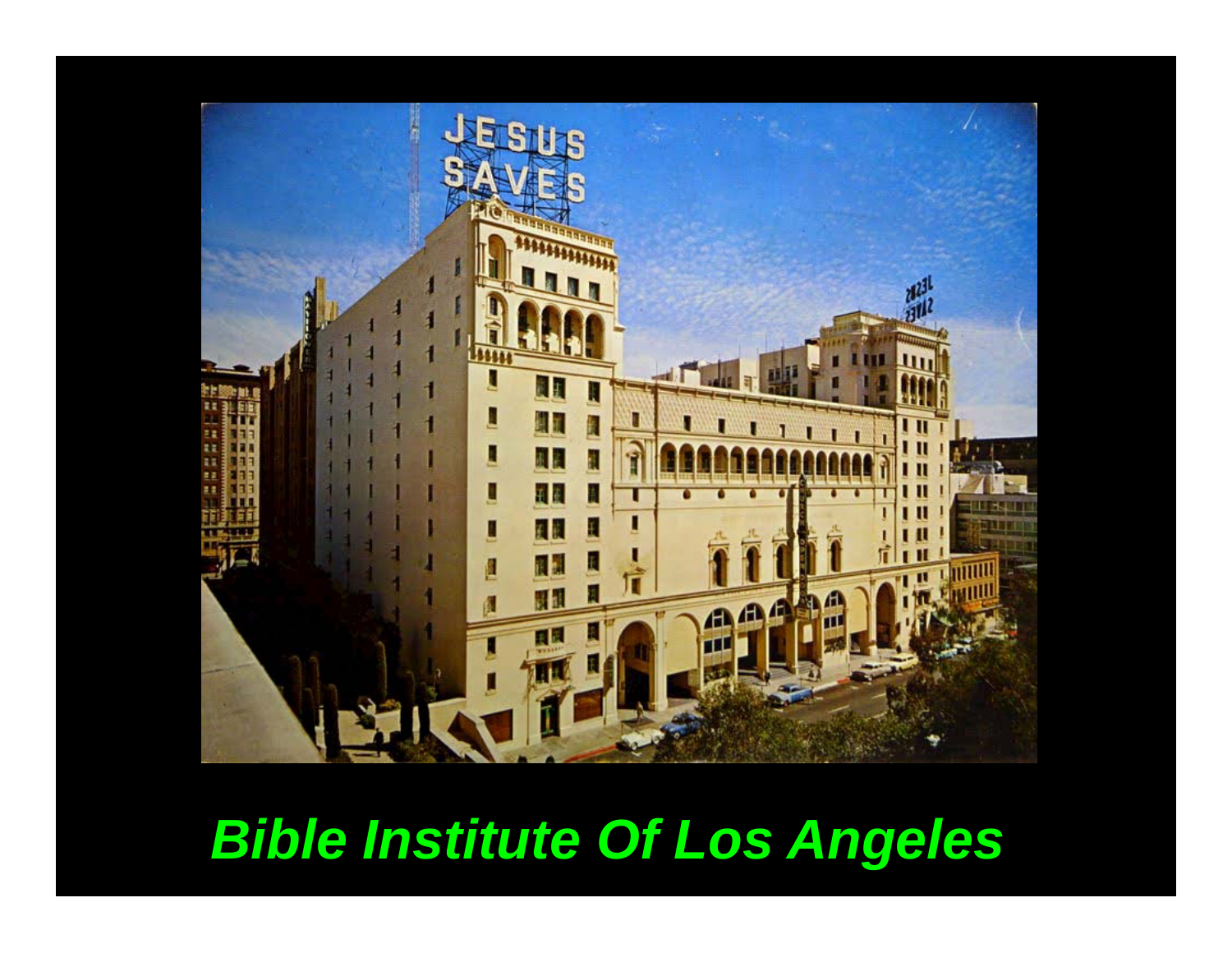*Bible Institute Of Los Angeles*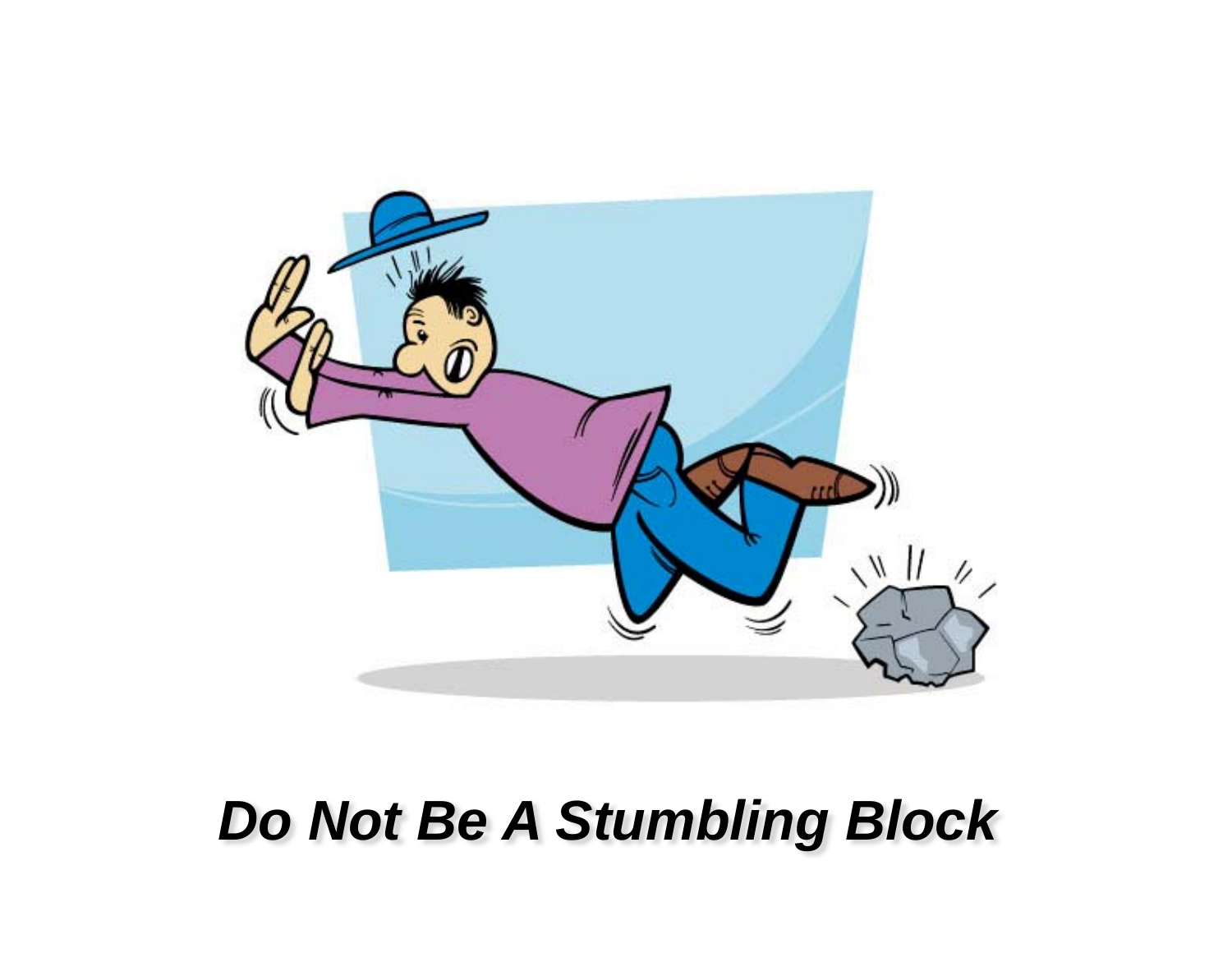***Do Not Be A Stumbling Block***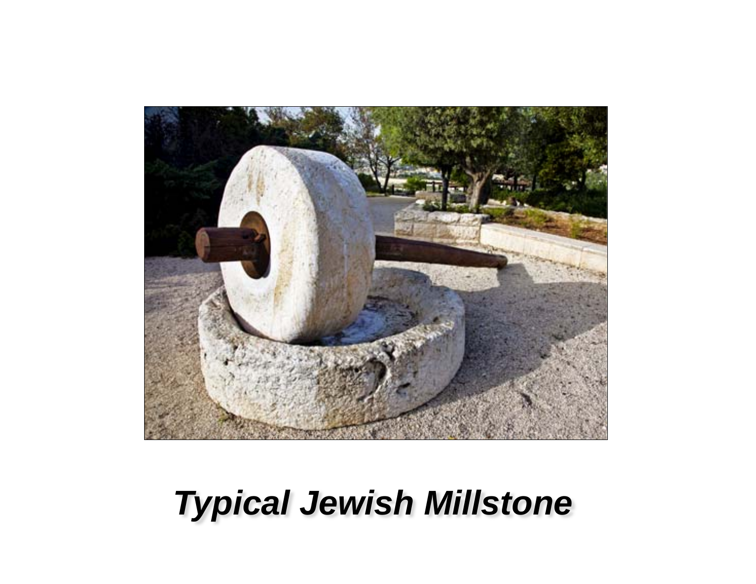***Typical Jewish Millstone***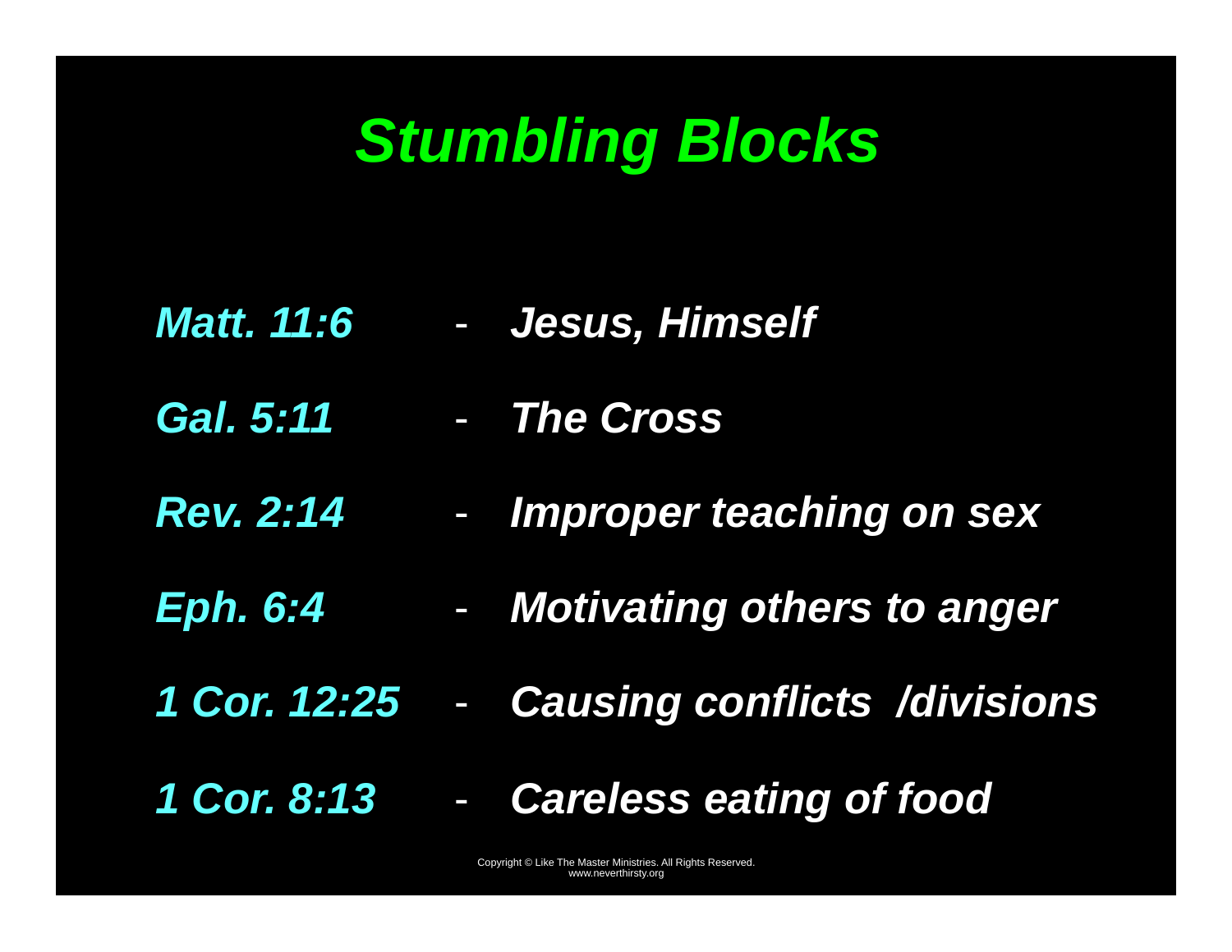# *Stumbling Blocks*

*Matt. 11:6* - *Jesus, Himself*

*Gal. 5:11* - *The Cross*

*Rev. 2:14* - *Improper teaching on sex*

*Eph. 6:4* - *Motivating others to anger*

*1 Cor. 12:25* - *Causing conflicts /divisions*

*1 Cor. 8:13* - *Careless eating of food*

Copyright © Like The Master Ministries. All Rights Reserved.
www.neverthirsty.org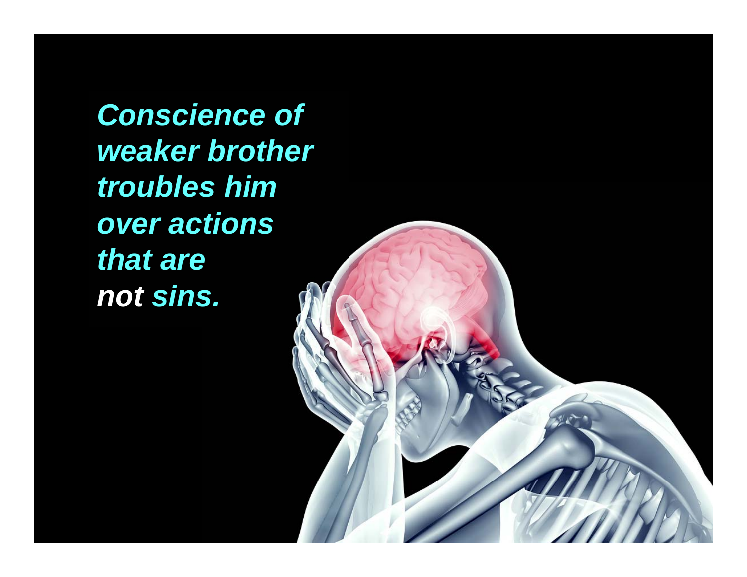***Conscience of weaker brother troubles him over actions that are not sins.***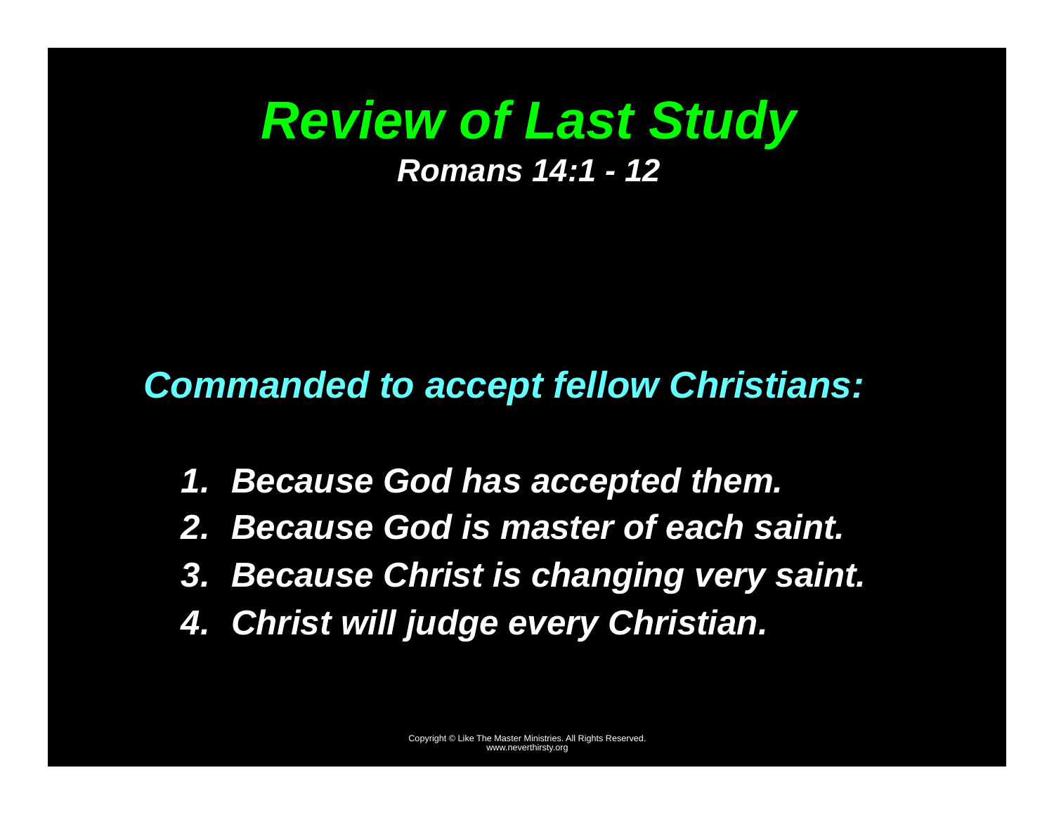# *Review of Last Study*

***Romans 14:1 - 12***

***Commanded to accept fellow Christians:***

1. ***Because God has accepted them.***
2. ***Because God is master of each saint.***
3. ***Because Christ is changing very saint.***
4. ***Christ will judge every Christian.***

Copyright © Like The Master Ministries. All Rights Reserved.
www.neverthirsty.org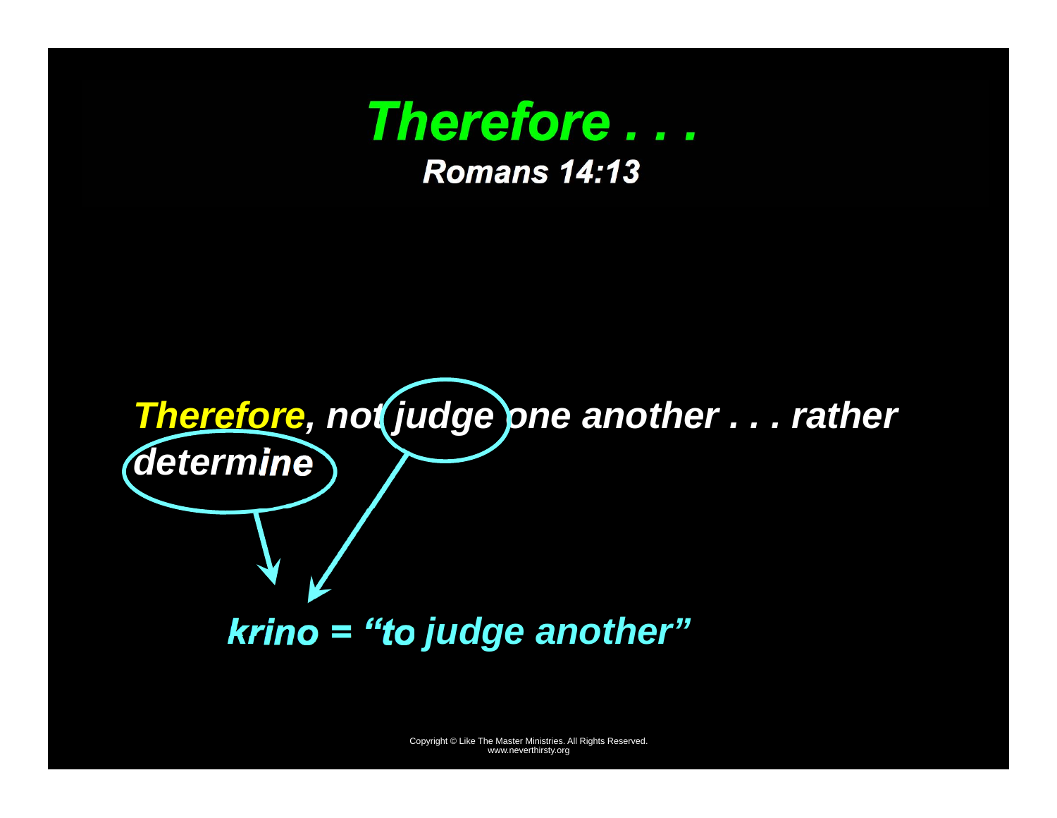# *Therefore . . .*

## *Romans 14:13*

***Therefore**, not judge one another . . . rather determine*

***krino = "to judge another"***

Copyright © Like The Master Ministries. All Rights Reserved.
www.neverthirsty.org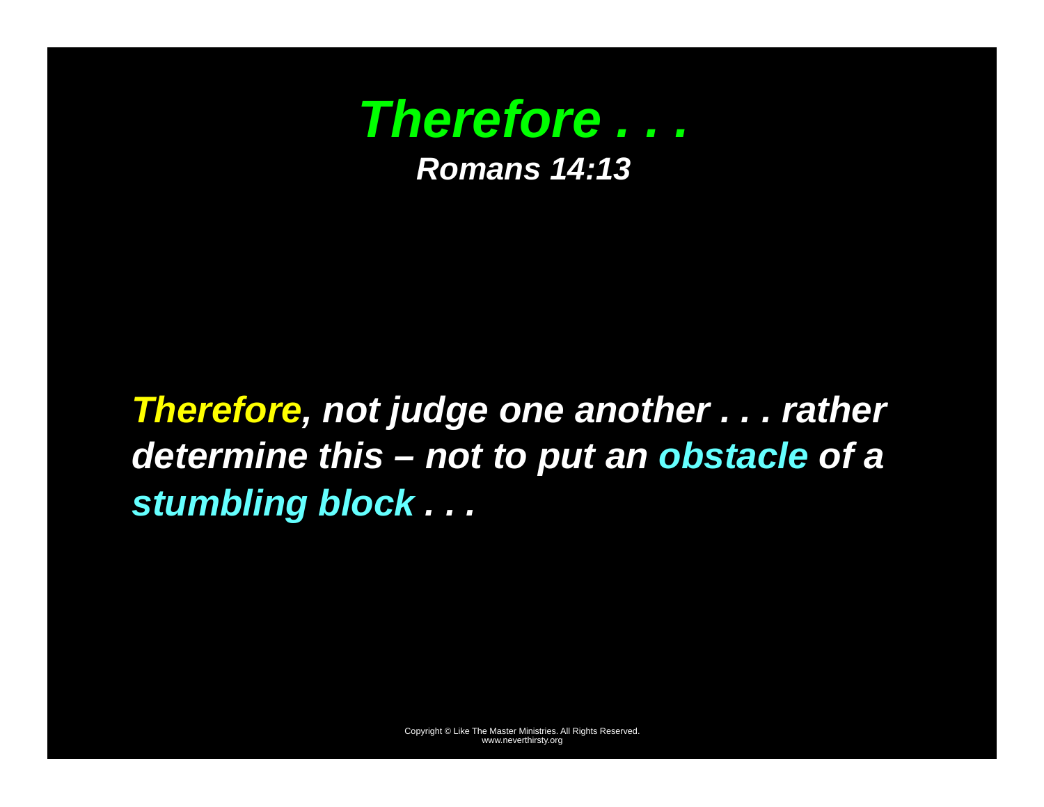# *Therefore . . .*

***Romans 14:13***

***Therefore, not judge one another . . . rather determine this – not to put an obstacle of a stumbling block . . .***

Copyright © Like The Master Ministries. All Rights Reserved.
www.neverthirsty.org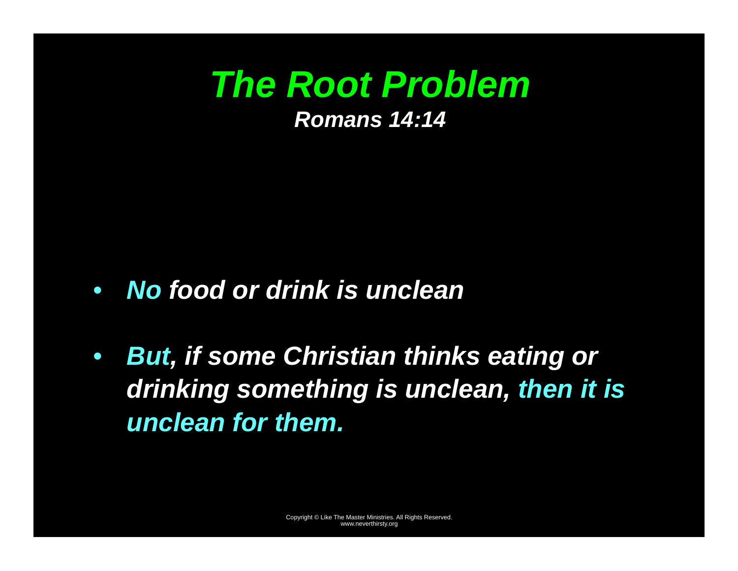# *The Root Problem*

***Romans 14:14***

- ***No food or drink is unclean***
- ***But, if some Christian thinks eating or drinking something is unclean, then it is unclean for them.***

Copyright © Like The Master Ministries. All Rights Reserved.
www.neverthirsty.org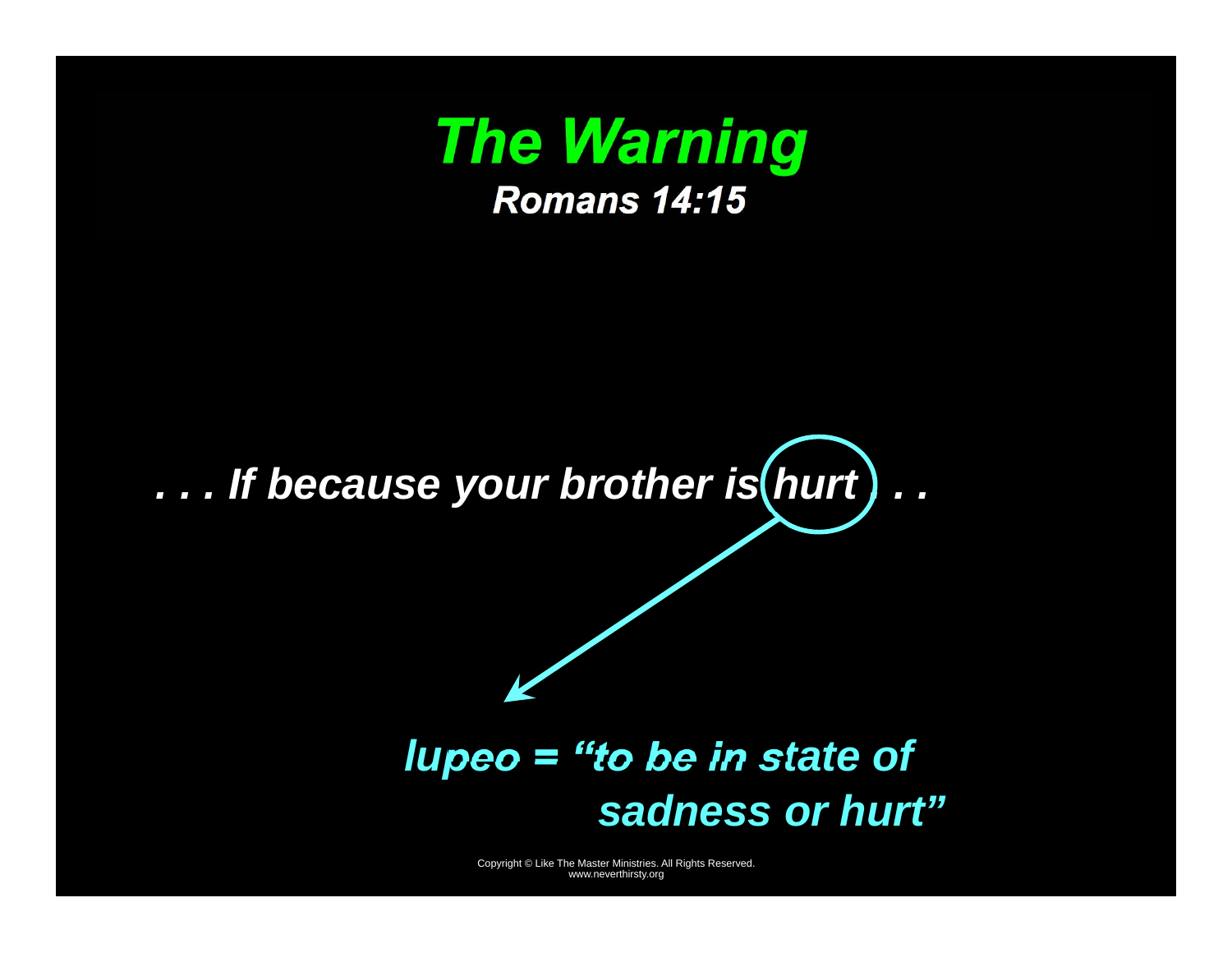# *The Warning*

### *Romans 14:15*

***. . . If because your brother is hurt . . .***

***lupeo = "to be in state of sadness or hurt"***

Copyright © Like The Master Ministries. All Rights Reserved.
www.neverthirsty.org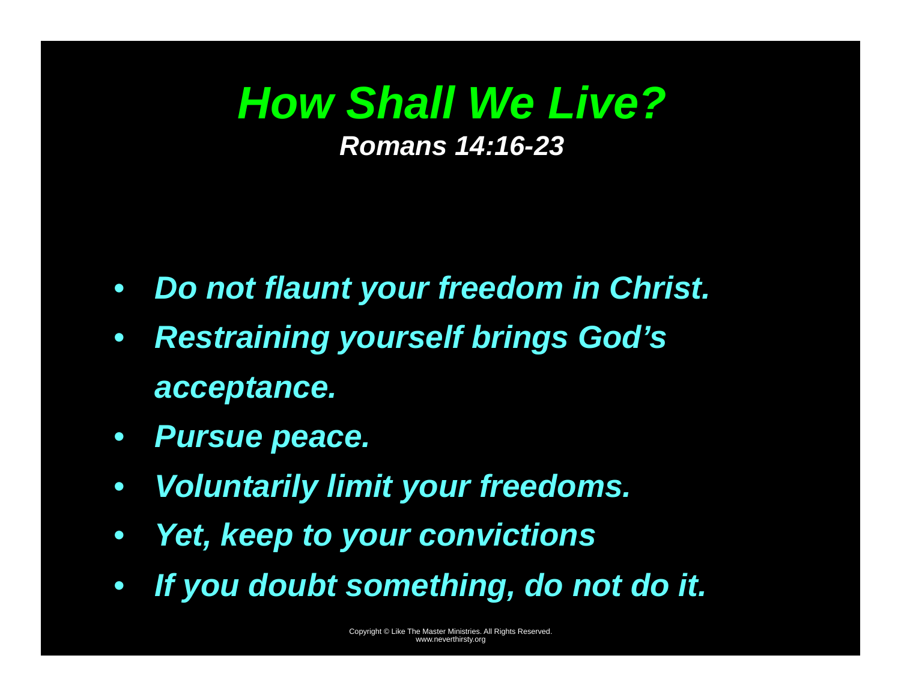# *How Shall We Live?*

***Romans 14:16-23***

- ***Do not flaunt your freedom in Christ.***
- ***Restraining yourself brings God's acceptance.***
- ***Pursue peace.***
- ***Voluntarily limit your freedoms.***
- ***Yet, keep to your convictions***
- ***If you doubt something, do not do it.***

Copyright © Like The Master Ministries. All Rights Reserved.
www.neverthirsty.org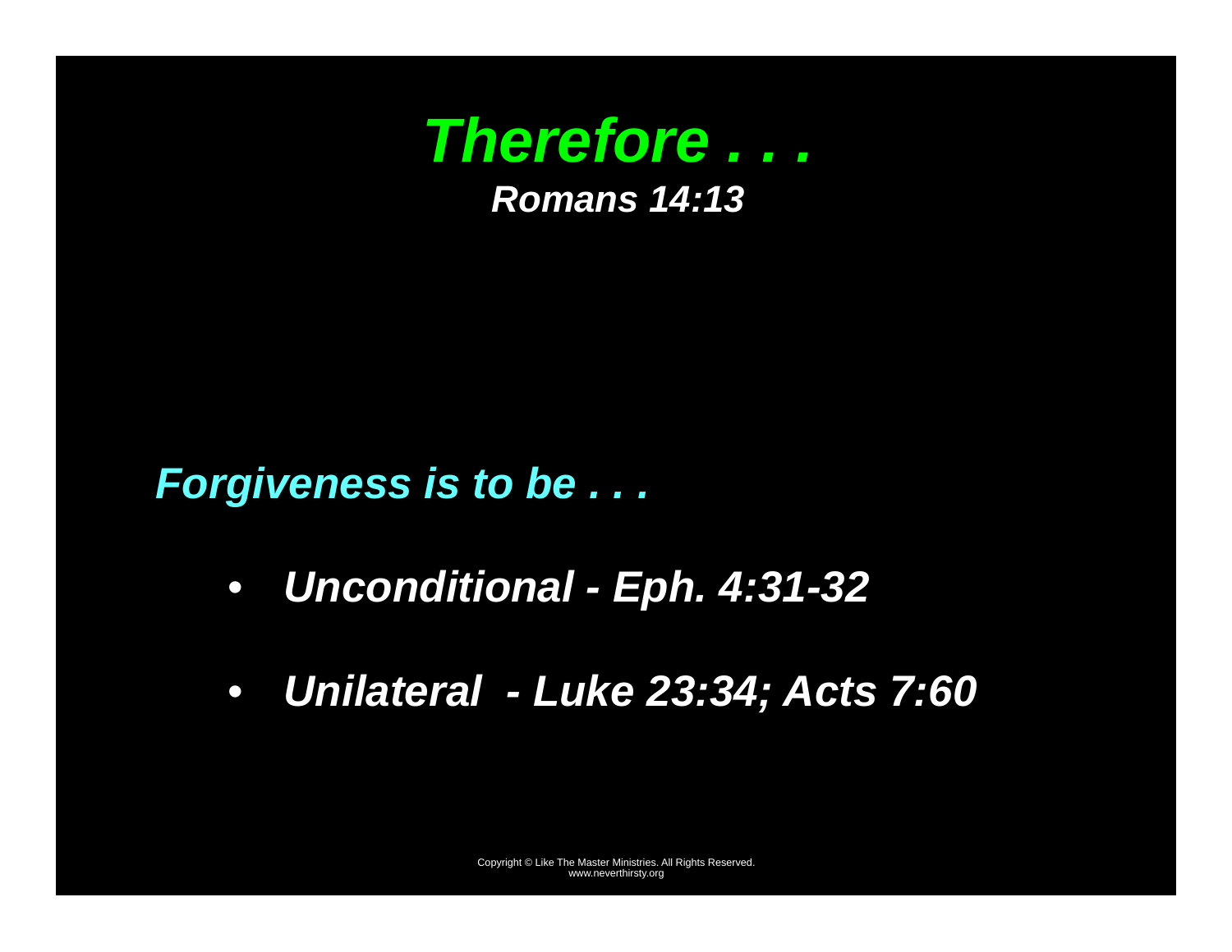# *Therefore . . .*

***Romans 14:13***

***Forgiveness is to be . . .***

- ***Unconditional - Eph. 4:31-32***
- ***Unilateral  - Luke 23:34; Acts 7:60***

Copyright © Like The Master Ministries. All Rights Reserved.
www.neverthirsty.org